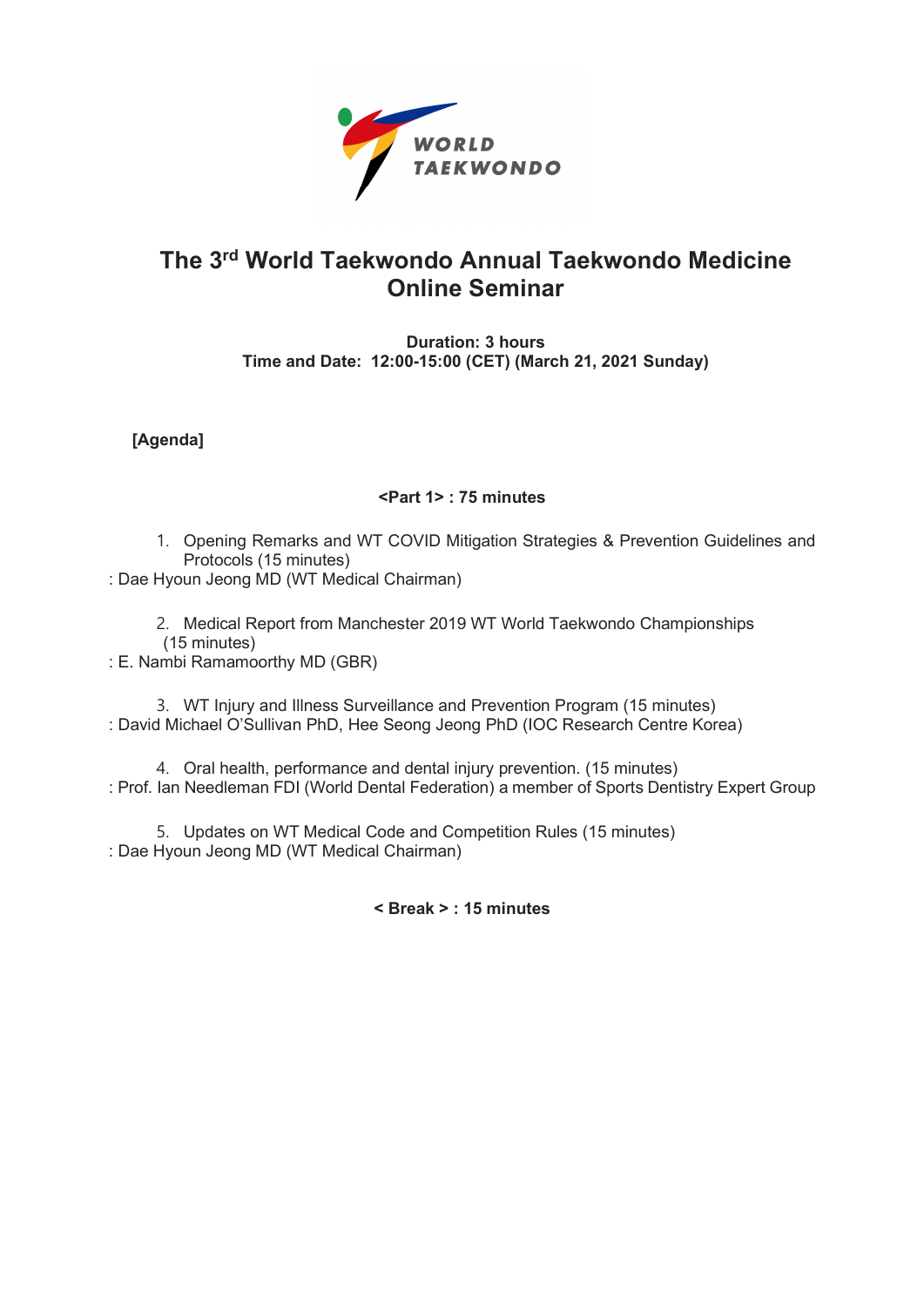WORLD TAEKWONDO

# The 3rd World Taekwondo Annual Taekwondo Medicine Online Seminar

**Duration: 3 hours**
**Time and Date: 12:00-15:00 (CET) (March 21, 2021 Sunday)**

**[Agenda]**

**<Part 1> : 75 minutes**

1. Opening Remarks and WT COVID Mitigation Strategies & Prevention Guidelines and Protocols (15 minutes)

: Dae Hyoun Jeong MD (WT Medical Chairman)

2. Medical Report from Manchester 2019 WT World Taekwondo Championships (15 minutes)

: E. Nambi Ramamoorthy MD (GBR)

3. WT Injury and Illness Surveillance and Prevention Program (15 minutes)

: David Michael O'Sullivan PhD, Hee Seong Jeong PhD (IOC Research Centre Korea)

4. Oral health, performance and dental injury prevention. (15 minutes)

: Prof. Ian Needleman FDI (World Dental Federation) a member of Sports Dentistry Expert Group

5. Updates on WT Medical Code and Competition Rules (15 minutes)

: Dae Hyoun Jeong MD (WT Medical Chairman)

**< Break > : 15 minutes**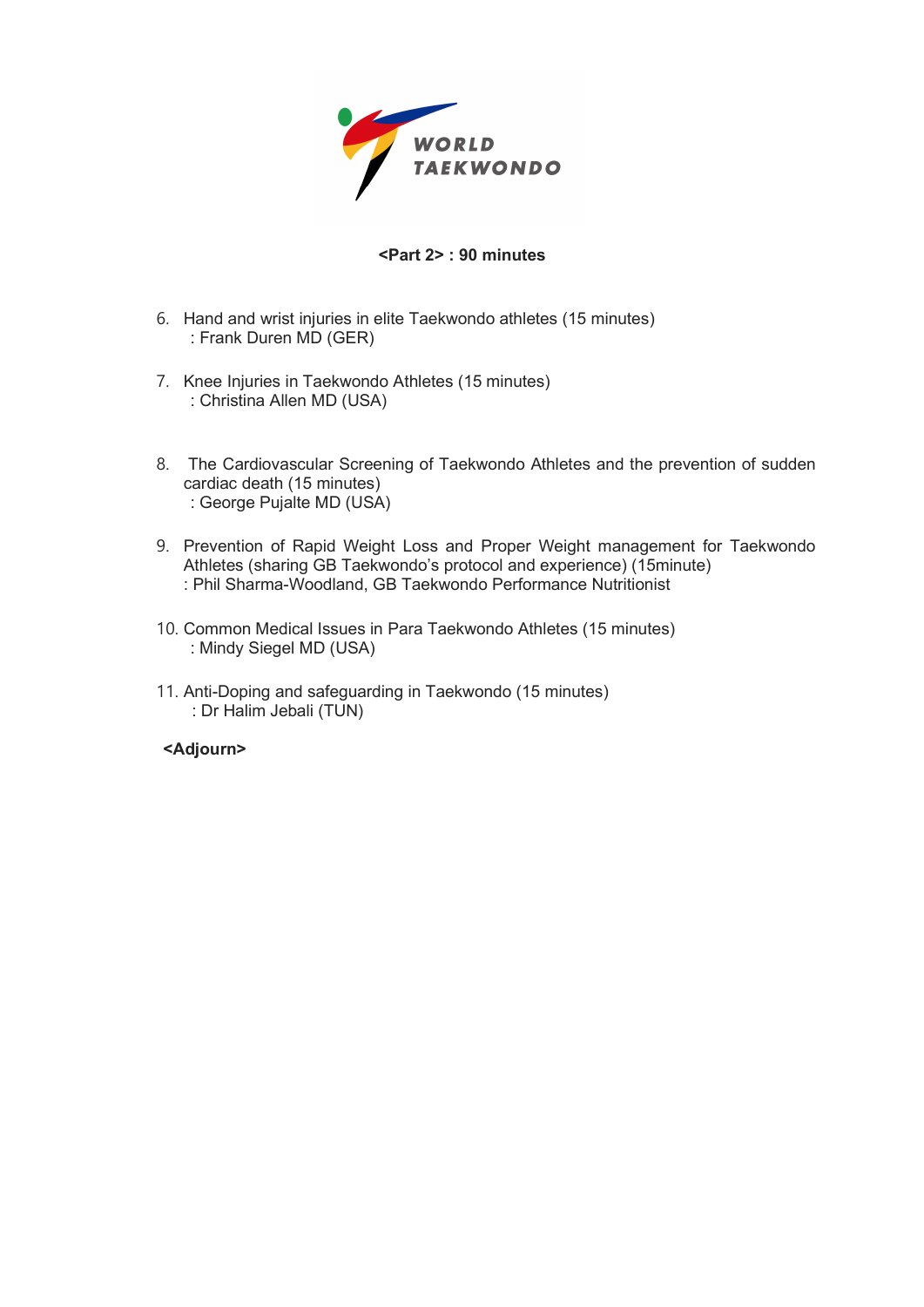WORLD TAEKWONDO

**<Part 2> : 90 minutes**

6. Hand and wrist injuries in elite Taekwondo athletes (15 minutes)
   : Frank Duren MD (GER)

7. Knee Injuries in Taekwondo Athletes (15 minutes)
   : Christina Allen MD (USA)

8. The Cardiovascular Screening of Taekwondo Athletes and the prevention of sudden cardiac death (15 minutes)
   : George Pujalte MD (USA)

9. Prevention of Rapid Weight Loss and Proper Weight management for Taekwondo Athletes (sharing GB Taekwondo's protocol and experience) (15minute)
   : Phil Sharma-Woodland, GB Taekwondo Performance Nutritionist

10. Common Medical Issues in Para Taekwondo Athletes (15 minutes)
    : Mindy Siegel MD (USA)

11. Anti-Doping and safeguarding in Taekwondo (15 minutes)
    : Dr Halim Jebali (TUN)

**<Adjourn>**